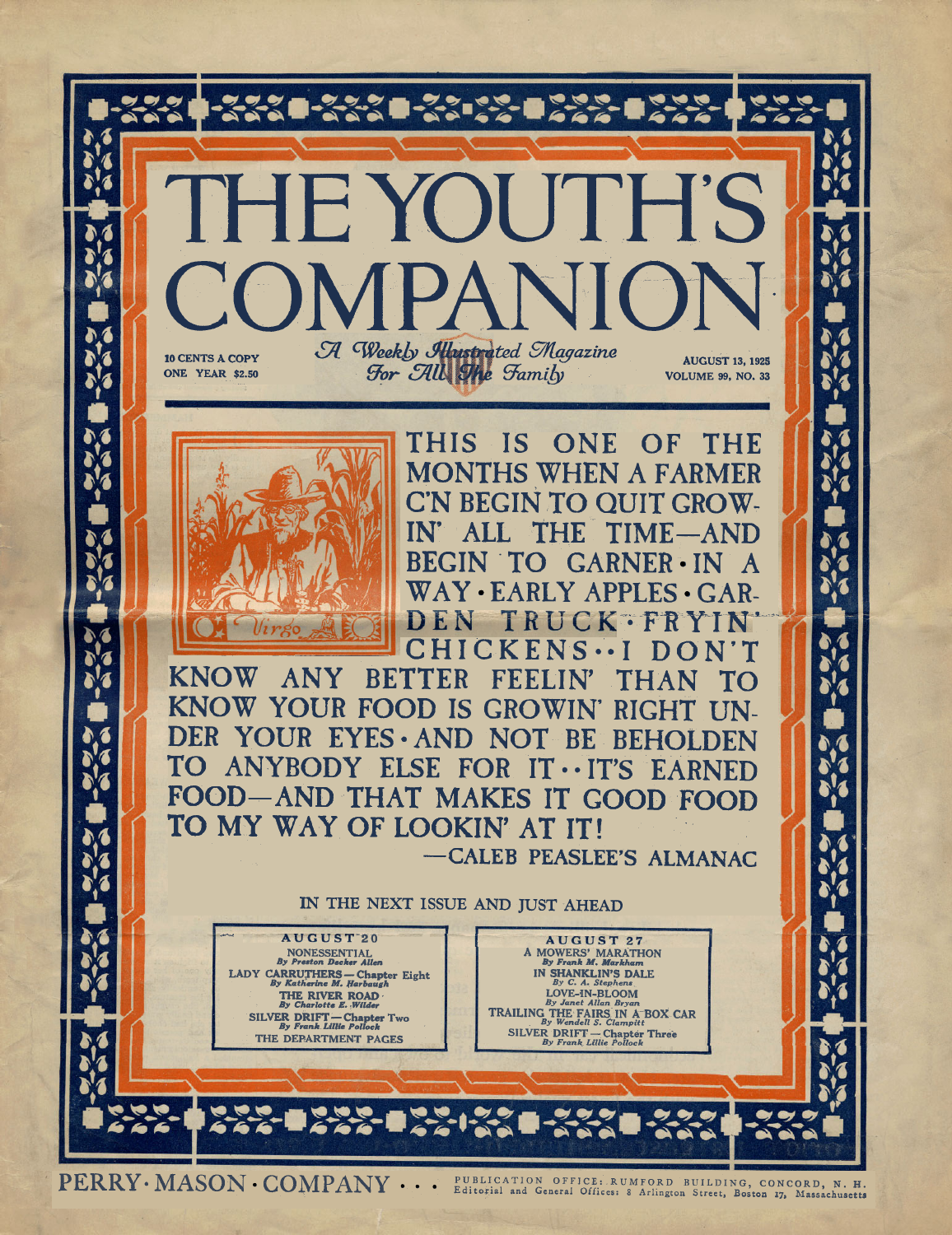# THE YOUTH'S COMPANION

*A Weekly Illustrated Magazine For All The Family*

10 CENTS A COPY
ONE YEAR $2.50

AUGUST 13, 1925
VOLUME 99, NO. 33

Virgo

THIS IS ONE OF THE MONTHS WHEN A FARMER C'N BEGIN TO QUIT GROWIN' ALL THE TIME—AND BEGIN TO GARNER • IN A WAY • EARLY APPLES • GARDEN TRUCK • FRYIN' CHICKENS • • I DON'T KNOW ANY BETTER FEELIN' THAN TO KNOW YOUR FOOD IS GROWIN' RIGHT UNDER YOUR EYES • AND NOT BE BEHOLDEN TO ANYBODY ELSE FOR IT • • IT'S EARNED FOOD—AND THAT MAKES IT GOOD FOOD TO MY WAY OF LOOKIN' AT IT!

—CALEB PEASLEE'S ALMANAC

## IN THE NEXT ISSUE AND JUST AHEAD

**AUGUST 20**

NONESSENTIAL
*By Preston Decker Allen*

LADY CARRUTHERS — Chapter Eight
*By Katherine M. Harbaugh*

THE RIVER ROAD
*By Charlotte E. Wilder*

SILVER DRIFT — Chapter Two
*By Frank Lillie Pollock*

THE DEPARTMENT PAGES

**AUGUST 27**

A MOWERS' MARATHON
*By Frank M. Markham*

IN SHANKLIN'S DALE
*By C. A. Stephens*

LOVE-IN-BLOOM
*By Janet Allan Bryan*

TRAILING THE FAIRS IN A BOX CAR
*By Wendell S. Clampitt*

SILVER DRIFT — Chapter Three
*By Frank Lillie Pollock*

PERRY · MASON · COMPANY . . . PUBLICATION OFFICE: RUMFORD BUILDING, CONCORD, N. H. Editorial and General Offices: 8 Arlington Street, Boston 17, Massachusetts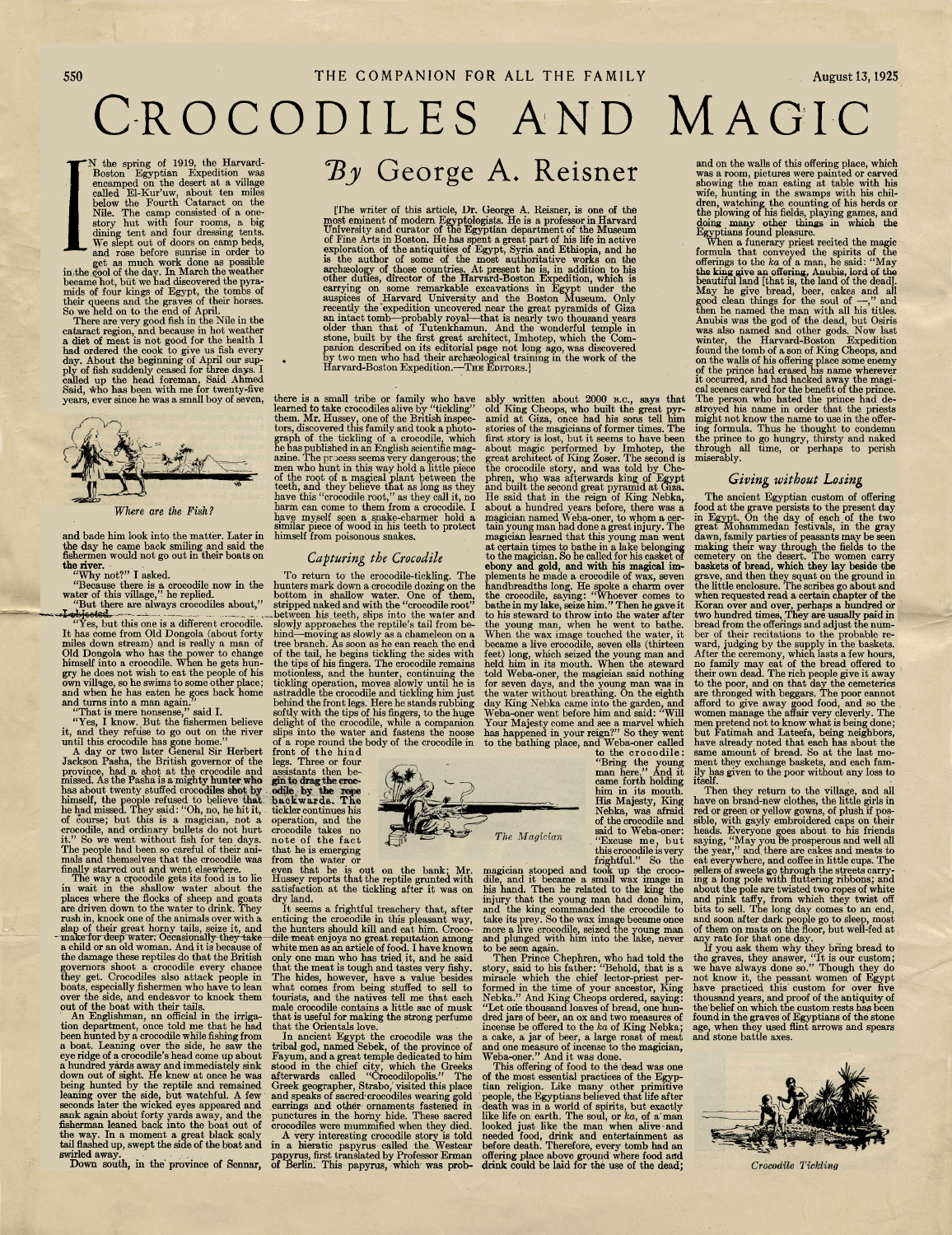# CROCODILES AND MAGIC

## *By* George A. Reisner

[The writer of this article, Dr. George A. Reisner, is one of the most eminent of modern Egyptologists. He is a professor in Harvard University and curator of the Egyptian department of the Museum of Fine Arts in Boston. He has spent a great part of his life in active exploration of the antiquities of Egypt, Syria and Ethiopia, and he is the author of some of the most authoritative works on the archæology of those countries. At present he is, in addition to his other duties, director of the Harvard-Boston Expedition, which is carrying on some remarkable excavations in Egypt under the auspices of Harvard University and the Boston Museum. Only recently the expedition uncovered near the great pyramids of Giza an intact tomb—probably royal—that is nearly two thousand years older than that of Tutenkhamun. And the wonderful temple in stone, built by the first great architect, Imhotep, which the Companion described on its editorial page not long ago, was discovered by two men who had their archæological training in the work of the Harvard-Boston Expedition.—The Editors.]

In the spring of 1919, the Harvard-Boston Egyptian Expedition was encamped on the desert at a village called El-Kur'uw, about ten miles below the Fourth Cataract on the Nile. The camp consisted of a one-story hut with four rooms, a big dining tent and four dressing tents. We slept out of doors on camp beds, and rose before sunrise in order to get as much work done as possible in the cool of the day. In March the weather became hot, but we had discovered the pyramids of four kings of Egypt, the tombs of their queens and the graves of their horses. So we held on to the end of April.

There are very good fish in the Nile in the cataract region, and because in hot weather a diet of meat is not good for the health I had ordered the cook to give us fish every day. About the beginning of April our supply of fish suddenly ceased for three days. I called up the head foreman, Said Ahmed Said, who has been with me for twenty-five years, ever since he was a small boy of seven,

*Where are the Fish?*

and bade him look into the matter. Later in the day he came back smiling and said the fishermen would not go out in their boats on the river.

"Why not?" I asked.

"Because there is a crocodile now in the water of this village," he replied.

"But there are always crocodiles about," I objected.

"Yes, but this one is a different crocodile. It has come from Old Dongola (about forty miles down stream) and is really a man of Old Dongola who has the power to change himself into a crocodile. When he gets hungry he does not wish to eat the people of his own village, so he swims to some other place; and when he has eaten he goes back home and turns into a man again."

"That is mere nonsense," said I.

"Yes, I know. But the fishermen believe it, and they refuse to go out on the river until this crocodile has gone home."

A day or two later General Sir Herbert Jackson Pasha, the British governor of the province, had a shot at the crocodile and missed. As the Pasha is a mighty hunter who has about twenty stuffed crocodiles shot by himself, the people refused to believe that he had missed. They said: "Oh, no, he hit it, of course; but this is a magician, not a crocodile, and ordinary bullets do not hurt it." So we went without fish for ten days. The people had been so careful of their animals and themselves that the crocodile was finally starved out and went elsewhere.

The way a crocodile gets its food is to lie in wait in the shallow water about the places where the flocks of sheep and goats are driven down to the water to drink. They rush in, knock one of the animals over with a slap of their great horny tails, seize it, and make for deep water. Occasionally they take a child or an old woman. And it is because of the damage these reptiles do that the British governors shoot a crocodile every chance they get. Crocodiles also attack people in boats, especially fishermen who have to lean over the side, and endeavor to knock them out of the boat with their tails.

An Englishman, an official in the irrigation department, once told me that he had been hunted by a crocodile while fishing from a boat. Leaning over the side, he saw the eye ridge of a crocodile's head come up about a hundred yards away and immediately sink down out of sight. He knew at once he was being hunted by the reptile and remained leaning over the side, but watchful. A few seconds later the wicked eyes appeared and sank again about forty yards away, and the fisherman leaned back into the boat out of the way. In a moment a great black scaly tail flashed up, swept the side of the boat and swirled away.

Down south, in the province of Sennar, there is a small tribe or family who have learned to take crocodiles alive by "tickling" them. Mr. Hussey, one of the British inspectors, discovered this family and took a photograph of the tickling of a crocodile, which he has published in an English scientific magazine. The process seems very dangerous; the men who hunt in this way hold a little piece of the root of a magical plant between the teeth, and they believe that as long as they have this "crocodile root," as they call it, no harm can come to them from a crocodile. I have myself seen a snake-charmer hold a similar piece of wood in his teeth to protect himself from poisonous snakes.

### *Capturing the Crocodile*

To return to the crocodile-tickling. The hunters mark down a crocodile dozing on the bottom in shallow water. One of them, stripped naked and with the "crocodile root" between his teeth, slips into the water and slowly approaches the reptile's tail from behind—moving as slowly as a chameleon on a tree branch. As soon as he can reach the end of the tail, he begins tickling the sides with the tips of his fingers. The crocodile remains motionless, and the hunter, continuing the tickling operation, moves slowly until he is astraddle the crocodile and tickling him just behind the front legs. Here he stands rubbing softly with the tips of his fingers, to the huge delight of the crocodile, while a companion slips into the water and fastens the noose of a rope round the body of the crocodile in front of the hind legs. Three or four assistants then begin to drag the crocodile by the rope backwards. The tickler continues his operation, and the crocodile takes no note of the fact that he is emerging from the water or even that he is out on the bank; Mr. Hussey reports that the reptile grunted with satisfaction at the tickling after it was on dry land.

It seems a frightful treachery that, after enticing the crocodile in this pleasant way, the hunters should kill and eat him. Crocodile meat enjoys no great reputation among white men as an article of food. I have known only one man who has tried it, and he said that the meat is tough and tastes very fishy. The hides, however, have a value besides what comes from being stuffed to sell to tourists, and the natives tell me that each male crocodile contains a little sac of musk that is useful for making the strong perfume that the Orientals love.

In ancient Egypt the crocodile was the tribal god, named Sebek, of the province of Fayum, and a great temple dedicated to him stood in the chief city, which the Greeks afterwards called "Crocodilopolis." The Greek geographer, Strabo, visited this place and speaks of sacred crocodiles wearing gold earrings and other ornaments fastened in punctures in the horny hide. These sacred crocodiles were mummified when they died.

A very interesting crocodile story is told in a hieratic papyrus called the Westcar papyrus, first translated by Professor Erman of Berlin. This papyrus, which was probably written about 2000 B.C., says that old King Cheops, who built the great pyramid at Giza, once had his sons tell him stories of the magicians of former times. The first story is lost, but it seems to have been about magic performed by Imhotep, the great architect of King Zoser. The second is the crocodile story, and was told by Chephren, who was afterwards king of Egypt and built the second great pyramid at Giza. He said that in the reign of King Nebka, about a hundred years before, there was a magician named Weba-oner, to whom a certain young man had done a great injury. The magician learned that this young man went at certain times to bathe in a lake belonging to the magician. So he called for his casket of ebony and gold, and with his magical implements he made a crocodile of wax, seven handbreadths long. He spoke a charm over the crocodile, saying: "Whoever comes to bathe in my lake, seize him." Then he gave it to his steward to throw into the water after the young man, when he went to bathe. When the wax image touched the water, it became a live crocodile, seven ells (thirteen feet) long, which seized the young man and held him in its mouth. When the steward told Weba-oner, the magician said nothing for seven days, and the young man was in the water without breathing. On the eighth day King Nebka came into the garden, and Weba-oner went before him and said: "Will Your Majesty come and see a marvel which has happened in your reign?" So they went to the bathing place, and Weba-oner called to the crocodile: "Bring the young man here." And it came forth holding him in its mouth. His Majesty, King Nebka, was afraid of the crocodile and said to Weba-oner: "Excuse me, but this crocodile is very frightful." So the magician stooped and took up the crocodile, and it became a small wax image in his hand. Then he related to the king the injury that the young man had done him, and the king commanded the crocodile to take its prey. So the wax image became once more a live crocodile, seized the young man and plunged with him into the lake, never to be seen again.

*The Magician*

Then Prince Chephren, who had told the story, said to his father: "Behold, that is a miracle which the chief lector-priest performed in the time of your ancestor, King Nebka." And King Cheops ordered, saying: "Let one thousand loaves of bread, one hundred jars of beer, an ox and two measures of incense be offered to the *ka* of King Nebka; a cake, a jar of beer, a large roast of meat and one measure of incense to the magician, Weba-oner." And it was done.

This offering of food to the dead was one of the most essential practices of the Egyptian religion. Like many other primitive people, the Egyptians believed that life after death was in a world of spirits, but exactly like life on earth. The soul, or *ka*, of a man looked just like the man when alive and needed food, drink and entertainment as before death. Therefore, every tomb had an offering place above ground where food and drink could be laid for the use of the dead; and on the walls of this offering place, which was a room, pictures were painted or carved showing the man eating at table with his wife, hunting in the swamps with his children, watching the counting of his herds or the plowing of his fields, playing games, and doing many other things in which the Egyptians found pleasure.

When a funerary priest recited the magic formula that conveyed the spirits of the offerings to the *ka* of a man, he said: "May the king give an offering, Anubis, lord of the beautiful land [that is, the land of the dead]. May he give bread, beer, cakes and all good clean things for the soul of —," and then he named the man with all his titles. Anubis was the god of the dead, but Osiris was also named and other gods. Now last winter, the Harvard-Boston Expedition found the tomb of a son of King Cheops, and on the walls of his offering place some enemy of the prince had erased his name wherever it occurred, and had hacked away the magical scenes carved for the benefit of the prince. The person who hated the prince had destroyed his name in order that the priests might not know the name to use in the offering formula. Thus he thought to condemn the prince to go hungry, thirsty and naked through all time, or perhaps to perish miserably.

### *Giving without Losing*

The ancient Egyptian custom of offering food at the grave persists to the present day in Egypt. On the day of each of the two great Mohammedan festivals, in the gray dawn, family parties of peasants may be seen making their way through the fields to the cemetery on the desert. The women carry baskets of bread, which they lay beside the grave, and then they squat on the ground in the little enclosure. The scribes go about and when requested read a certain chapter of the Koran over and over, perhaps a hundred or two hundred times. They are usually paid in bread from the offerings and adjust the number of their recitations to the probable reward, judging by the supply in the baskets. After the ceremony, which lasts a few hours, no family may eat of the bread offered to their own dead. The rich people give it away to the poor, and on that day the cemeteries are thronged with beggars. The poor cannot afford to give away good food, and so the women manage the affair very cleverly. The men pretend not to know what is being done; but Fatimah and Lateefa, being neighbors, have already noted that each has about the same amount of bread. So at the last moment they exchange baskets, and each family has given to the poor without any loss to itself.

Then they return to the village, and all have on brand-new clothes, the little girls in red or green or yellow gowns, of plush if possible, with gayly embroidered caps on their heads. Everyone goes about to his friends saying, "May you be prosperous and well all the year," and there are cakes and meats to eat everywhere, and coffee in little cups. The sellers of sweets go through the streets carrying a long pole with fluttering ribbons; and about the pole are twisted two ropes of white and pink taffy, from which they twist off bits to sell. The long day comes to an end, and soon after dark people go to sleep, most of them on mats on the floor, but well-fed at any rate for that one day.

If you ask them why they bring bread to the graves, they answer, "It is our custom; we have always done so." Though they do not know it, the peasant women of Egypt have practiced this custom for over five thousand years, and proof of the antiquity of the belief on which the custom rests has been found in the graves of Egyptians of the stone age, when they used flint arrows and spears and stone battle axes.

*Crocodile Tickling*